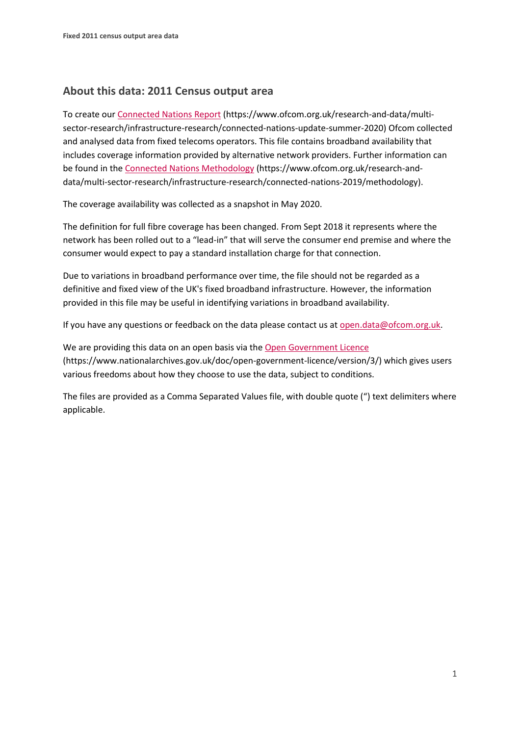## About this data: 2011 Census output area

To create our [Connected Nations Report](https://www.ofcom.org.uk/research-and-data/multi-sector-research/infrastructure-research/connected-nations-update-summer-2020) (https://www.ofcom.org.uk/research-and-data/multi-sector-research/infrastructure-research/connected-nations-update-summer-2020) Ofcom collected and analysed data from fixed telecoms operators. This file contains broadband availability that includes coverage information provided by alternative network providers. Further information can be found in the [Connected Nations Methodology](https://www.ofcom.org.uk/research-and-data/multi-sector-research/infrastructure-research/connected-nations-2019/methodology) (https://www.ofcom.org.uk/research-and-data/multi-sector-research/infrastructure-research/connected-nations-2019/methodology).

The coverage availability was collected as a snapshot in May 2020.

The definition for full fibre coverage has been changed. From Sept 2018 it represents where the network has been rolled out to a "lead-in" that will serve the consumer end premise and where the consumer would expect to pay a standard installation charge for that connection.

Due to variations in broadband performance over time, the file should not be regarded as a definitive and fixed view of the UK's fixed broadband infrastructure. However, the information provided in this file may be useful in identifying variations in broadband availability.

If you have any questions or feedback on the data please contact us at [open.data@ofcom.org.uk](mailto:open.data@ofcom.org.uk).

We are providing this data on an open basis via the [Open Government Licence](https://www.nationalarchives.gov.uk/doc/open-government-licence/version/3/) (https://www.nationalarchives.gov.uk/doc/open-government-licence/version/3/) which gives users various freedoms about how they choose to use the data, subject to conditions.

The files are provided as a Comma Separated Values file, with double quote (") text delimiters where applicable.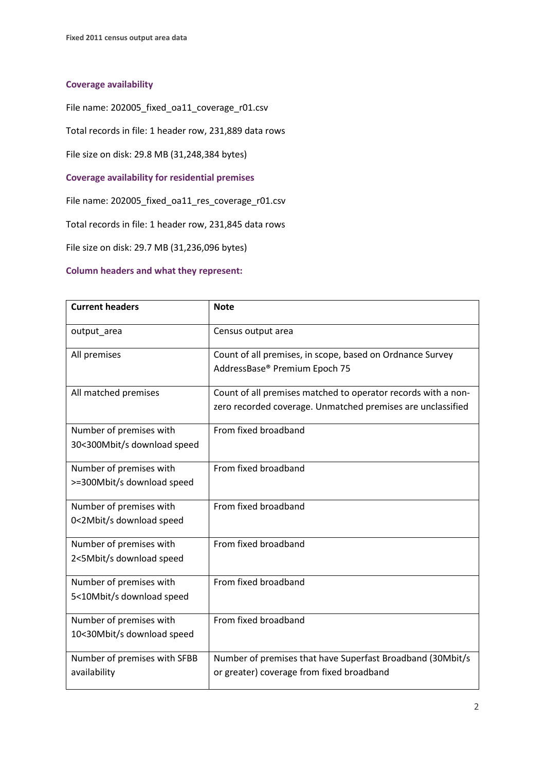### Coverage availability

File name: 202005_fixed_oa11_coverage_r01.csv

Total records in file: 1 header row, 231,889 data rows

File size on disk: 29.8 MB (31,248,384 bytes)

### Coverage availability for residential premises

File name: 202005_fixed_oa11_res_coverage_r01.csv

Total records in file: 1 header row, 231,845 data rows

File size on disk: 29.7 MB (31,236,096 bytes)

### Column headers and what they represent:

| Current headers | Note |
|---|---|
| output_area | Census output area |
| All premises | Count of all premises, in scope, based on Ordnance Survey AddressBase® Premium Epoch 75 |
| All matched premises | Count of all premises matched to operator records with a non-zero recorded coverage. Unmatched premises are unclassified |
| Number of premises with 30<300Mbit/s download speed | From fixed broadband |
| Number of premises with >=300Mbit/s download speed | From fixed broadband |
| Number of premises with 0<2Mbit/s download speed | From fixed broadband |
| Number of premises with 2<5Mbit/s download speed | From fixed broadband |
| Number of premises with 5<10Mbit/s download speed | From fixed broadband |
| Number of premises with 10<30Mbit/s download speed | From fixed broadband |
| Number of premises with SFBB availability | Number of premises that have Superfast Broadband (30Mbit/s or greater) coverage from fixed broadband |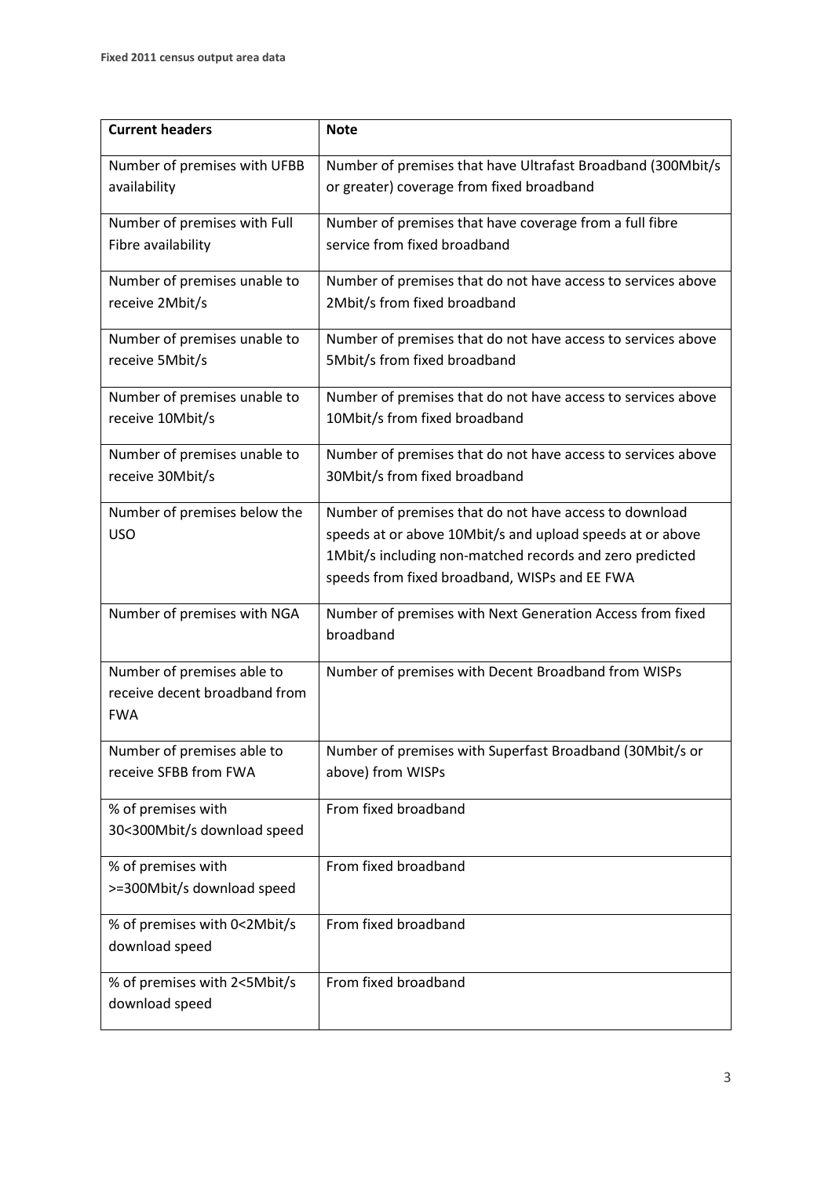**Fixed 2011 census output area data**

| Current headers | Note |
|---|---|
| Number of premises with UFBB availability | Number of premises that have Ultrafast Broadband (300Mbit/s or greater) coverage from fixed broadband |
| Number of premises with Full Fibre availability | Number of premises that have coverage from a full fibre service from fixed broadband |
| Number of premises unable to receive 2Mbit/s | Number of premises that do not have access to services above 2Mbit/s from fixed broadband |
| Number of premises unable to receive 5Mbit/s | Number of premises that do not have access to services above 5Mbit/s from fixed broadband |
| Number of premises unable to receive 10Mbit/s | Number of premises that do not have access to services above 10Mbit/s from fixed broadband |
| Number of premises unable to receive 30Mbit/s | Number of premises that do not have access to services above 30Mbit/s from fixed broadband |
| Number of premises below the USO | Number of premises that do not have access to download speeds at or above 10Mbit/s and upload speeds at or above 1Mbit/s including non-matched records and zero predicted speeds from fixed broadband, WISPs and EE FWA |
| Number of premises with NGA | Number of premises with Next Generation Access from fixed broadband |
| Number of premises able to receive decent broadband from FWA | Number of premises with Decent Broadband from WISPs |
| Number of premises able to receive SFBB from FWA | Number of premises with Superfast Broadband (30Mbit/s or above) from WISPs |
| % of premises with 30<300Mbit/s download speed | From fixed broadband |
| % of premises with >=300Mbit/s download speed | From fixed broadband |
| % of premises with 0<2Mbit/s download speed | From fixed broadband |
| % of premises with 2<5Mbit/s download speed | From fixed broadband |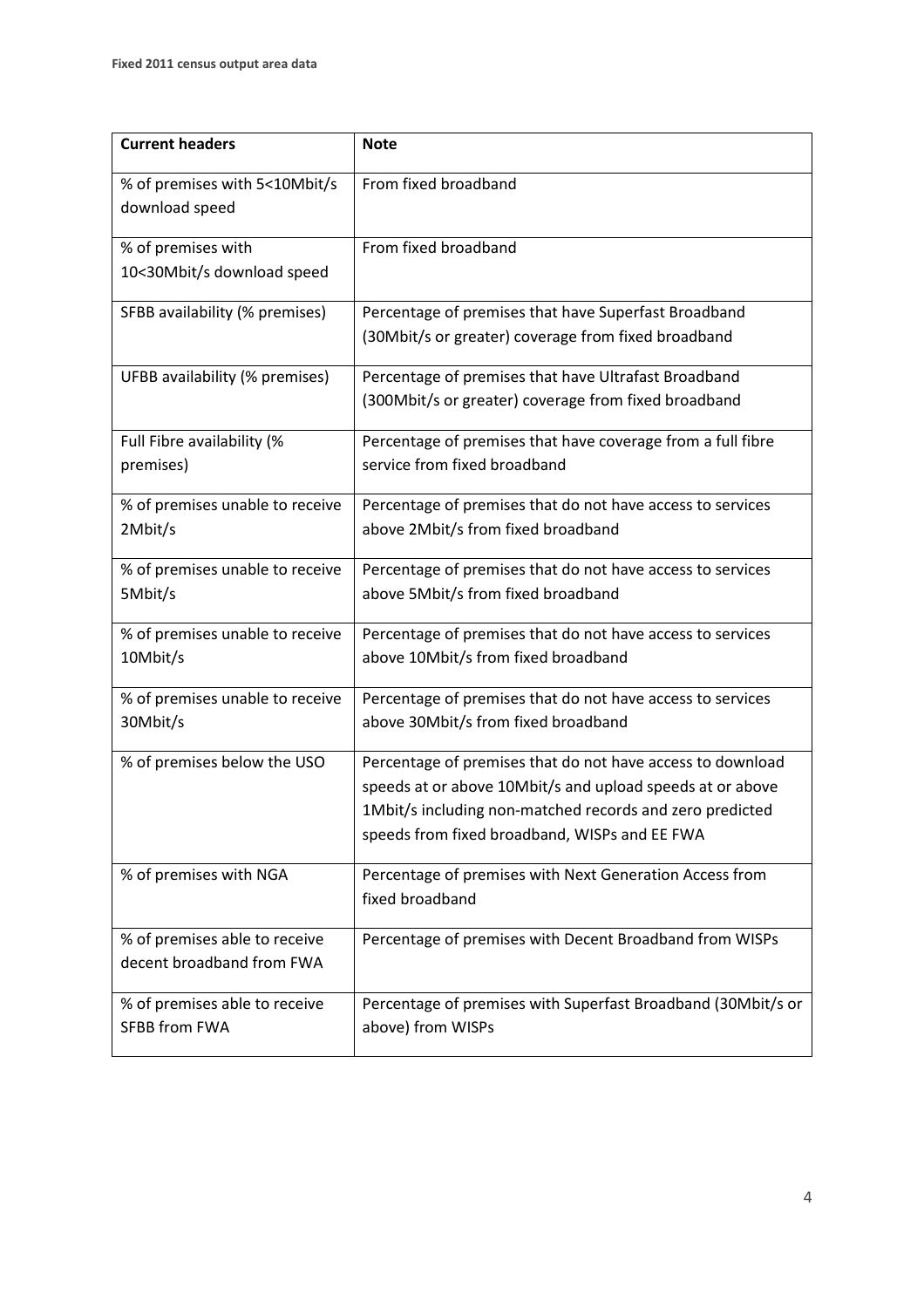**Fixed 2011 census output area data**

| Current headers | Note |
|---|---|
| % of premises with 5<10Mbit/s download speed | From fixed broadband |
| % of premises with 10<30Mbit/s download speed | From fixed broadband |
| SFBB availability (% premises) | Percentage of premises that have Superfast Broadband (30Mbit/s or greater) coverage from fixed broadband |
| UFBB availability (% premises) | Percentage of premises that have Ultrafast Broadband (300Mbit/s or greater) coverage from fixed broadband |
| Full Fibre availability (% premises) | Percentage of premises that have coverage from a full fibre service from fixed broadband |
| % of premises unable to receive 2Mbit/s | Percentage of premises that do not have access to services above 2Mbit/s from fixed broadband |
| % of premises unable to receive 5Mbit/s | Percentage of premises that do not have access to services above 5Mbit/s from fixed broadband |
| % of premises unable to receive 10Mbit/s | Percentage of premises that do not have access to services above 10Mbit/s from fixed broadband |
| % of premises unable to receive 30Mbit/s | Percentage of premises that do not have access to services above 30Mbit/s from fixed broadband |
| % of premises below the USO | Percentage of premises that do not have access to download speeds at or above 10Mbit/s and upload speeds at or above 1Mbit/s including non-matched records and zero predicted speeds from fixed broadband, WISPs and EE FWA |
| % of premises with NGA | Percentage of premises with Next Generation Access from fixed broadband |
| % of premises able to receive decent broadband from FWA | Percentage of premises with Decent Broadband from WISPs |
| % of premises able to receive SFBB from FWA | Percentage of premises with Superfast Broadband (30Mbit/s or above) from WISPs |